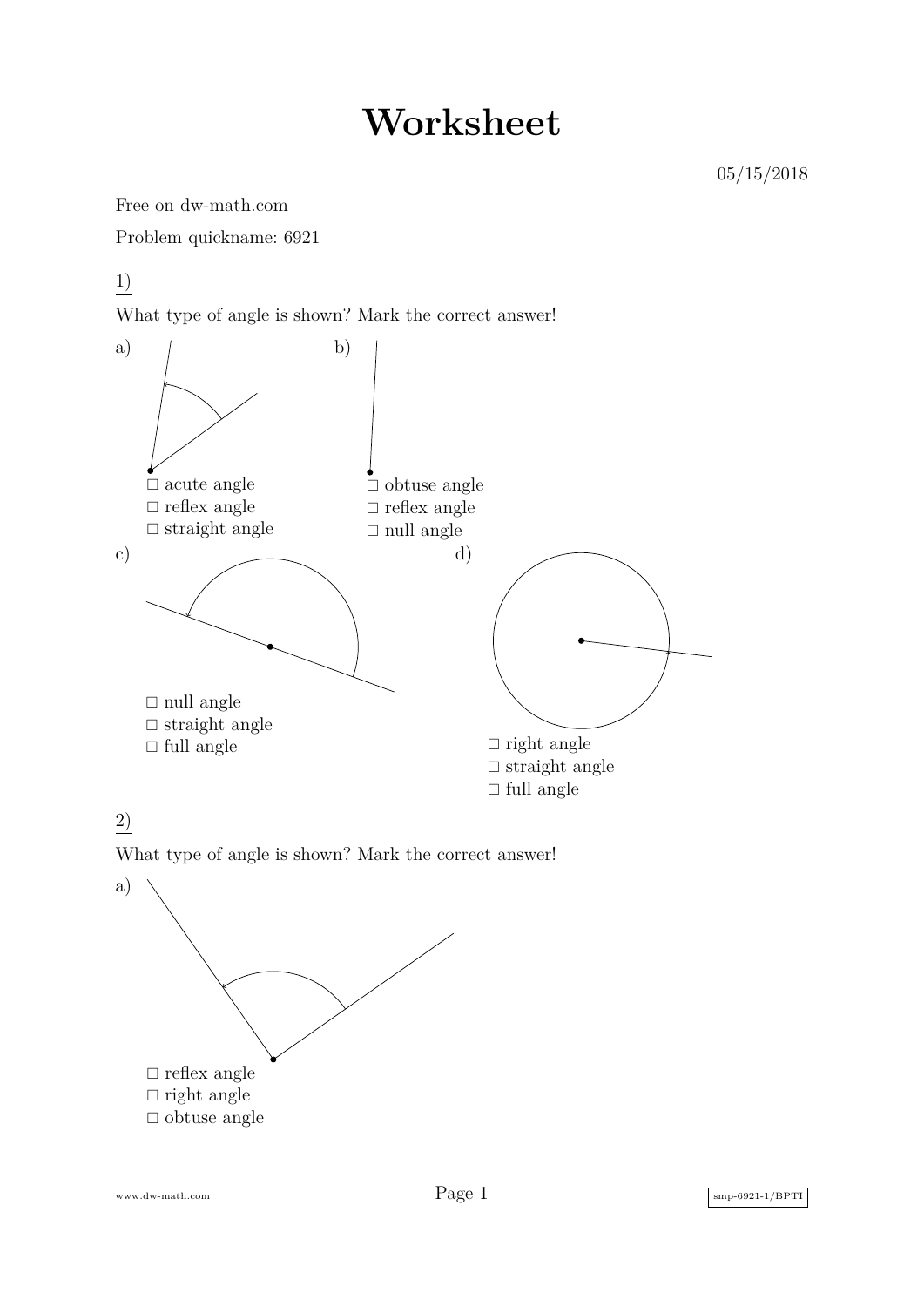# Worksheet

05/15/2018

Free on dw-math.com

Problem quickname: 6921

1)

What type of angle is shown? Mark the correct answer!

a)

- ☐ acute angle
- ☐ reflex angle
- ☐ straight angle

b)

- ☐ obtuse angle
- ☐ reflex angle
- ☐ null angle

c)

- ☐ null angle
- ☐ straight angle
- ☐ full angle

d)

- ☐ right angle
- ☐ straight angle
- ☐ full angle

2)

What type of angle is shown? Mark the correct answer!

a)

- ☐ reflex angle
- ☐ right angle
- ☐ obtuse angle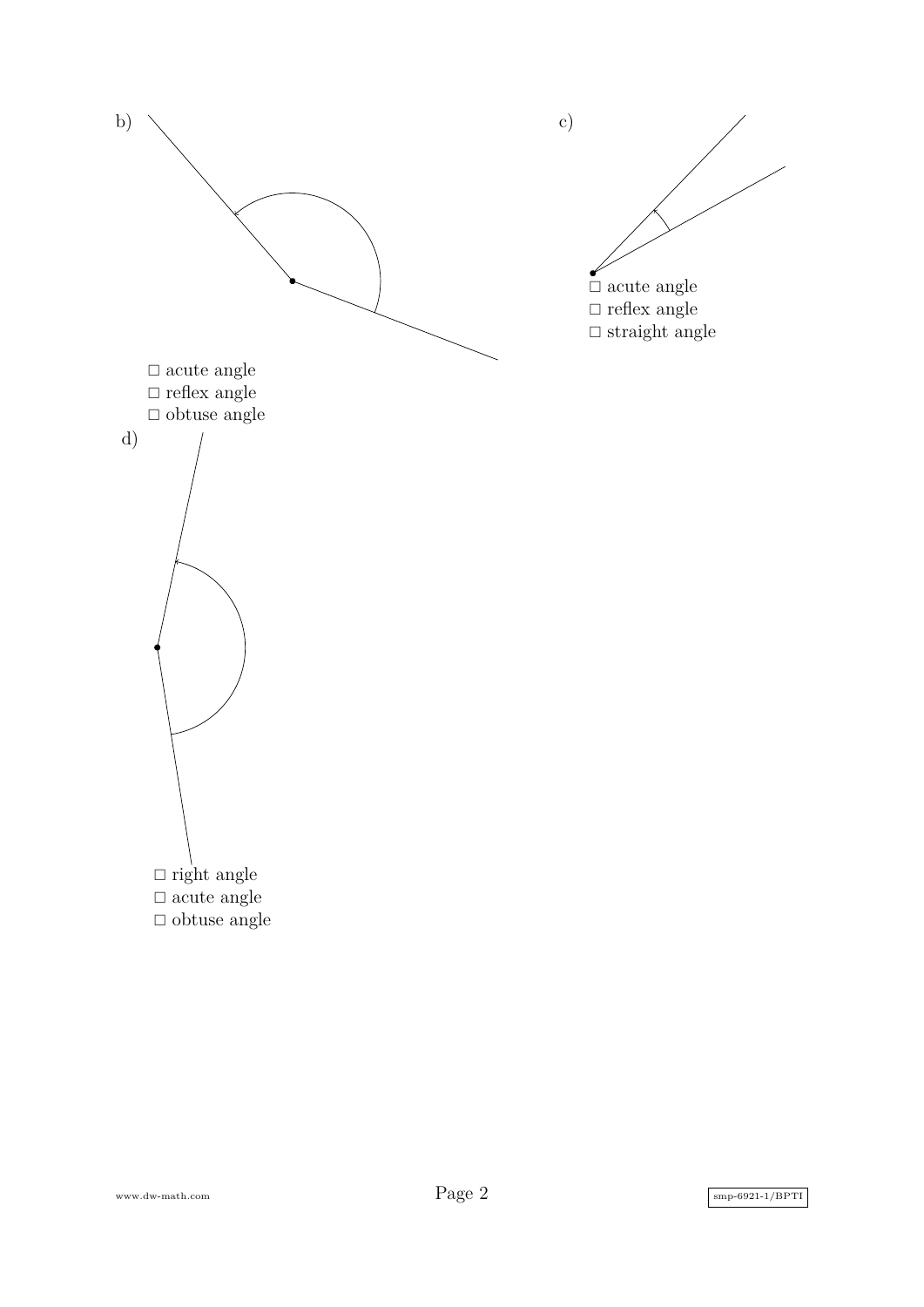b)

□ acute angle
□ reflex angle
□ obtuse angle

c)

□ acute angle
□ reflex angle
□ straight angle

d)

□ right angle
□ acute angle
□ obtuse angle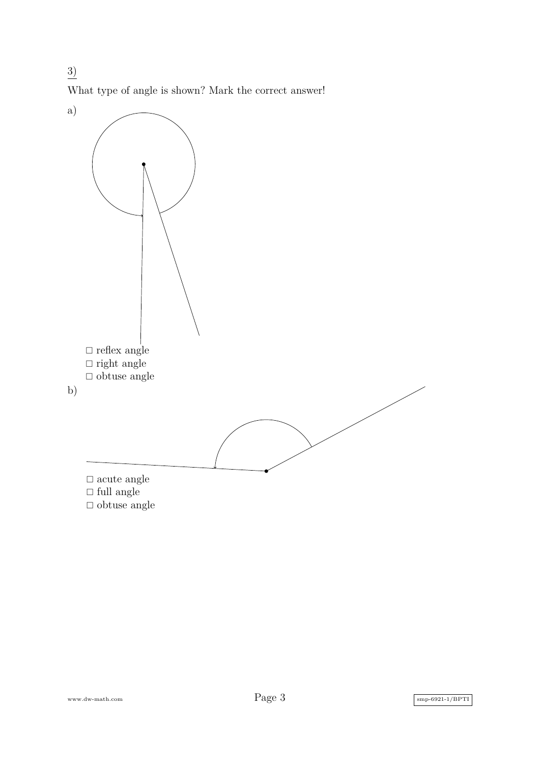3)

What type of angle is shown? Mark the correct answer!

a)

□ reflex angle
□ right angle
□ obtuse angle

b)

□ acute angle
□ full angle
□ obtuse angle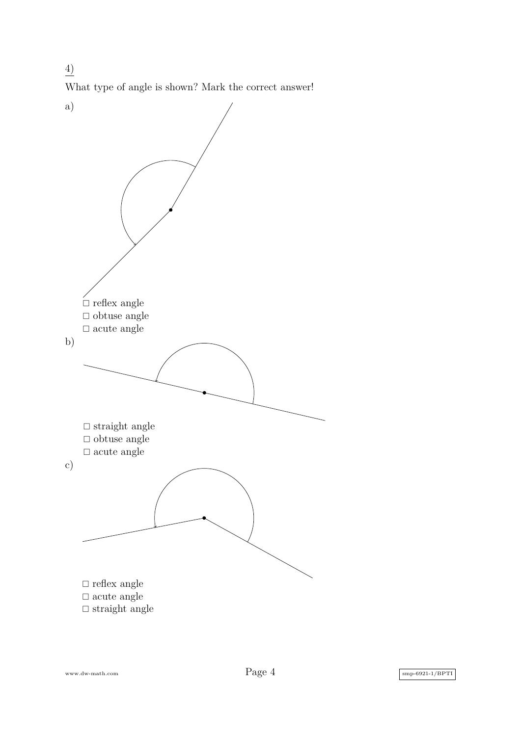4)

What type of angle is shown? Mark the correct answer!

a)

□ reflex angle
□ obtuse angle
□ acute angle

b)

□ straight angle
□ obtuse angle
□ acute angle

c)

□ reflex angle
□ acute angle
□ straight angle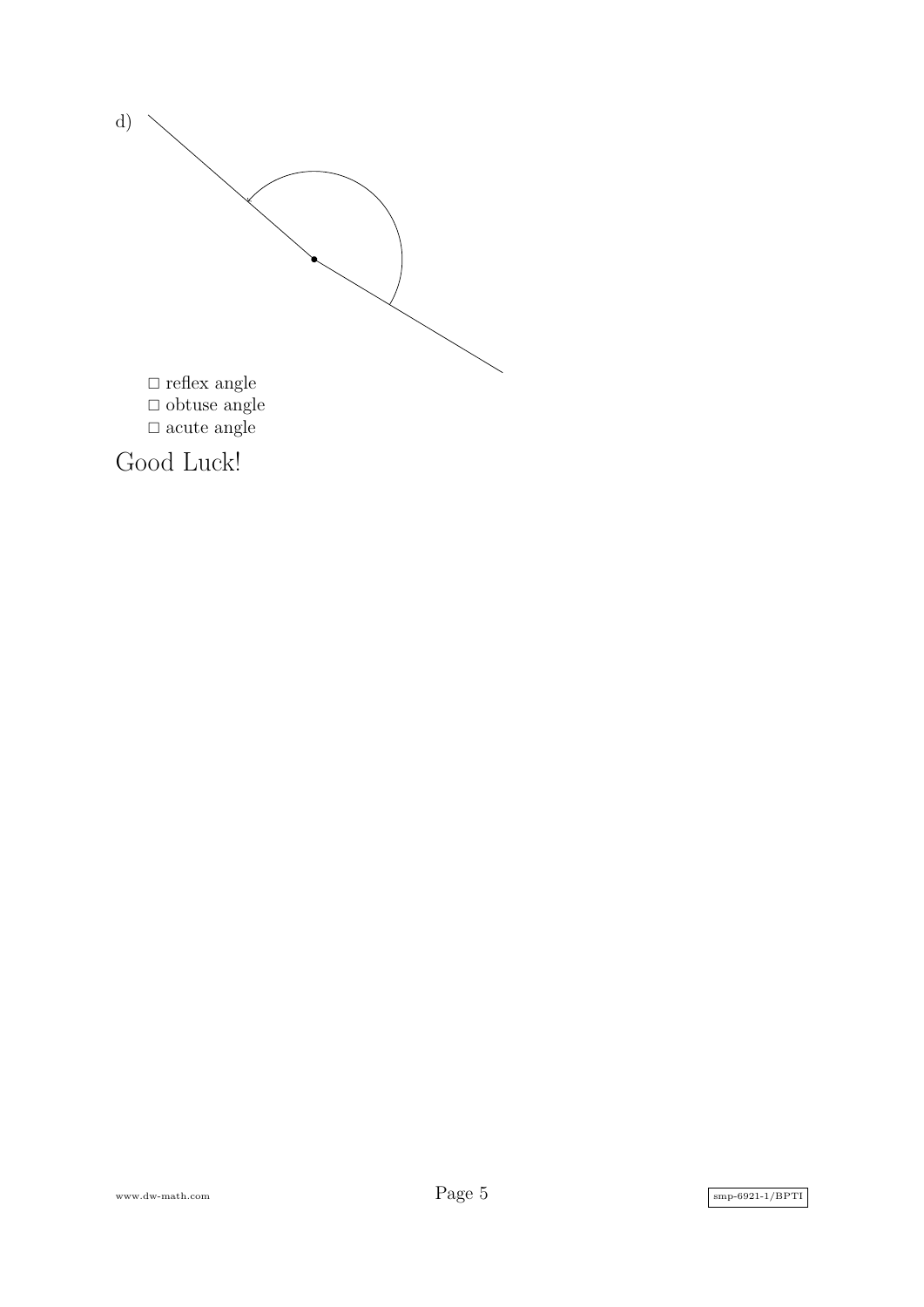d)

□ reflex angle
□ obtuse angle
□ acute angle

Good Luck!